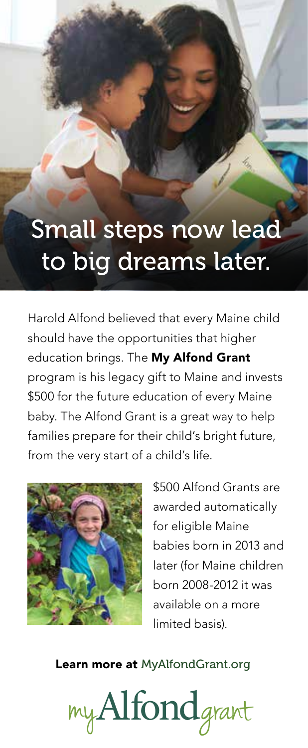# Small steps now lead to big dreams later.

Harold Alfond believed that every Maine child should have the opportunities that higher education brings. The **My Alfond Grant** program is his legacy gift to Maine and invests $500 for the future education of every Maine baby. The Alfond Grant is a great way to help families prepare for their child's bright future, from the very start of a child's life.

$500 Alfond Grants are awarded automatically for eligible Maine babies born in 2013 and later (for Maine children born 2008-2012 it was available on a more limited basis).

**Learn more at** MyAlfondGrant.org

myAlfondgrant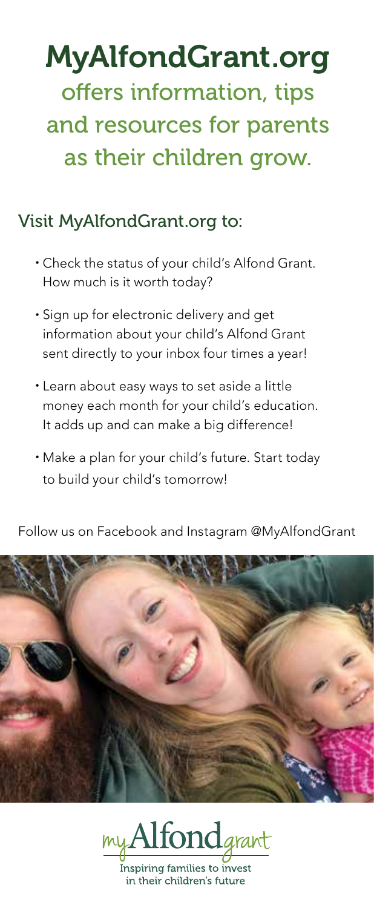# MyAlfondGrant.org

## offers information, tips and resources for parents as their children grow.

### Visit MyAlfondGrant.org to:

- Check the status of your child's Alfond Grant. How much is it worth today?
- Sign up for electronic delivery and get information about your child's Alfond Grant sent directly to your inbox four times a year!
- Learn about easy ways to set aside a little money each month for your child's education. It adds up and can make a big difference!
- Make a plan for your child's future. Start today to build your child's tomorrow!

Follow us on Facebook and Instagram @MyAlfondGrant

myAlfondgrant

Inspiring families to invest in their children's future